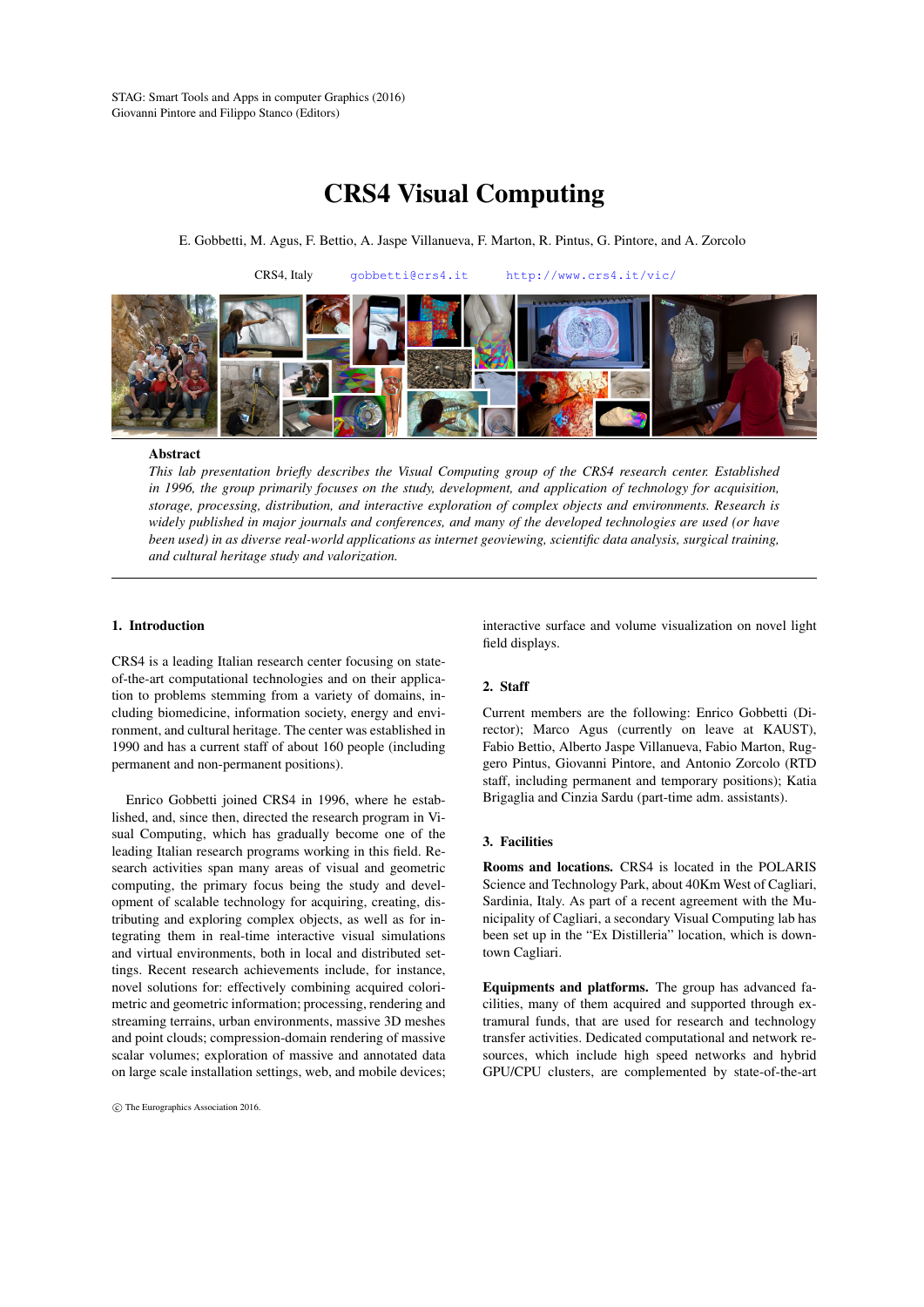# CRS4 Visual Computing

E. Gobbetti, M. Agus, F. Bettio, A. Jaspe Villanueva, F. Marton, R. Pintus, G. Pintore, and A. Zorcolo

CRS4, Italy    gobbetti@crs4.it    http://www.crs4.it/vic/

## Abstract

*This lab presentation briefly describes the Visual Computing group of the CRS4 research center. Established in 1996, the group primarily focuses on the study, development, and application of technology for acquisition, storage, processing, distribution, and interactive exploration of complex objects and environments. Research is widely published in major journals and conferences, and many of the developed technologies are used (or have been used) in as diverse real-world applications as internet geoviewing, scientific data analysis, surgical training, and cultural heritage study and valorization.*

## 1. Introduction

CRS4 is a leading Italian research center focusing on state-of-the-art computational technologies and on their application to problems stemming from a variety of domains, including biomedicine, information society, energy and environment, and cultural heritage. The center was established in 1990 and has a current staff of about 160 people (including permanent and non-permanent positions).

Enrico Gobbetti joined CRS4 in 1996, where he established, and, since then, directed the research program in Visual Computing, which has gradually become one of the leading Italian research programs working in this field. Research activities span many areas of visual and geometric computing, the primary focus being the study and development of scalable technology for acquiring, creating, distributing and exploring complex objects, as well as for integrating them in real-time interactive visual simulations and virtual environments, both in local and distributed settings. Recent research achievements include, for instance, novel solutions for: effectively combining acquired colorimetric and geometric information; processing, rendering and streaming terrains, urban environments, massive 3D meshes and point clouds; compression-domain rendering of massive scalar volumes; exploration of massive and annotated data on large scale installation settings, web, and mobile devices; interactive surface and volume visualization on novel light field displays.

## 2. Staff

Current members are the following: Enrico Gobbetti (Director); Marco Agus (currently on leave at KAUST), Fabio Bettio, Alberto Jaspe Villanueva, Fabio Marton, Ruggero Pintus, Giovanni Pintore, and Antonio Zorcolo (RTD staff, including permanent and temporary positions); Katia Brigaglia and Cinzia Sardu (part-time adm. assistants).

## 3. Facilities

**Rooms and locations.** CRS4 is located in the POLARIS Science and Technology Park, about 40Km West of Cagliari, Sardinia, Italy. As part of a recent agreement with the Municipality of Cagliari, a secondary Visual Computing lab has been set up in the "Ex Distilleria" location, which is downtown Cagliari.

**Equipments and platforms.** The group has advanced facilities, many of them acquired and supported through extramural funds, that are used for research and technology transfer activities. Dedicated computational and network resources, which include high speed networks and hybrid GPU/CPU clusters, are complemented by state-of-the-art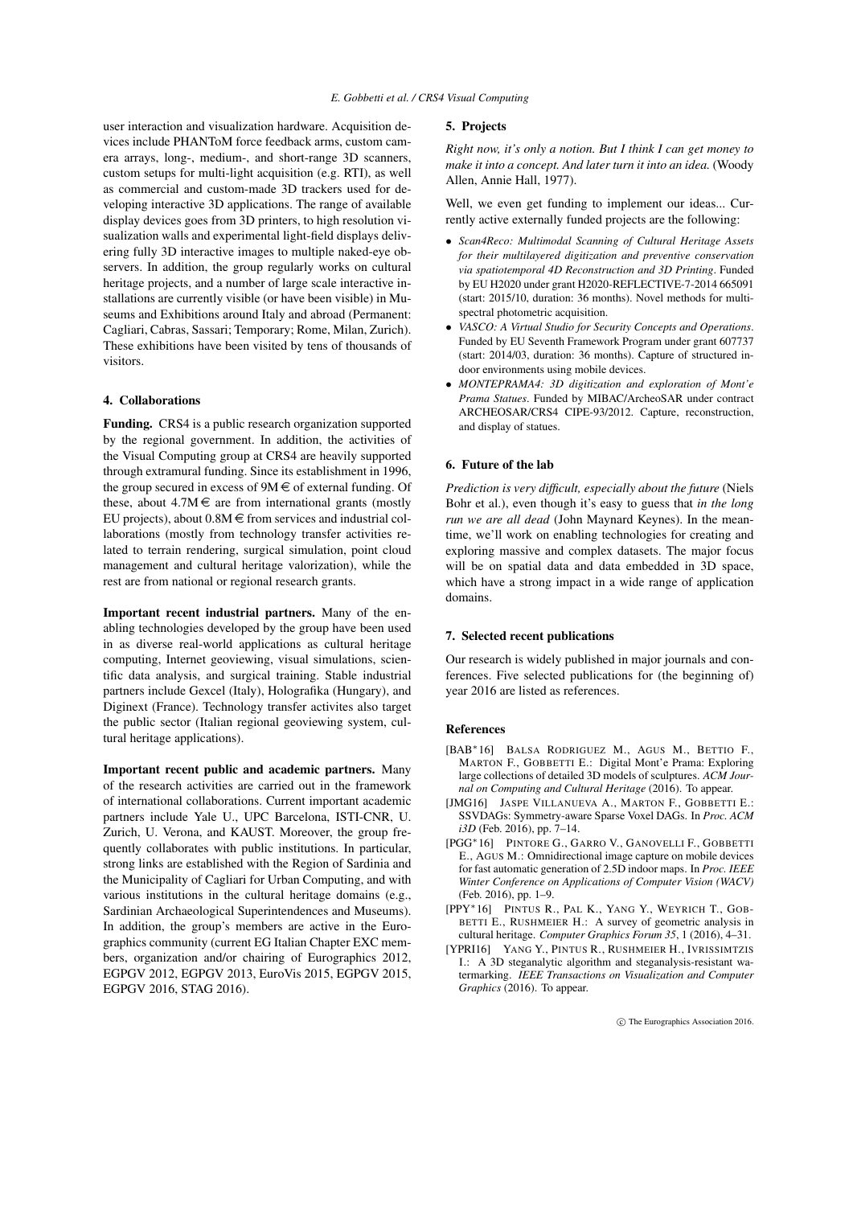user interaction and visualization hardware. Acquisition devices include PHANToM force feedback arms, custom camera arrays, long-, medium-, and short-range 3D scanners, custom setups for multi-light acquisition (e.g. RTI), as well as commercial and custom-made 3D trackers used for developing interactive 3D applications. The range of available display devices goes from 3D printers, to high resolution visualization walls and experimental light-field displays delivering fully 3D interactive images to multiple naked-eye observers. In addition, the group regularly works on cultural heritage projects, and a number of large scale interactive installations are currently visible (or have been visible) in Museums and Exhibitions around Italy and abroad (Permanent: Cagliari, Cabras, Sassari; Temporary; Rome, Milan, Zurich). These exhibitions have been visited by tens of thousands of visitors.

## 4. Collaborations

**Funding.** CRS4 is a public research organization supported by the regional government. In addition, the activities of the Visual Computing group at CRS4 are heavily supported through extramural funding. Since its establishment in 1996, the group secured in excess of 9M€ of external funding. Of these, about 4.7M€ are from international grants (mostly EU projects), about 0.8M€ from services and industrial collaborations (mostly from technology transfer activities related to terrain rendering, surgical simulation, point cloud management and cultural heritage valorization), while the rest are from national or regional research grants.

**Important recent industrial partners.** Many of the enabling technologies developed by the group have been used in as diverse real-world applications as cultural heritage computing, Internet geoviewing, visual simulations, scientific data analysis, and surgical training. Stable industrial partners include Gexcel (Italy), Holografika (Hungary), and Diginext (France). Technology transfer activites also target the public sector (Italian regional geoviewing system, cultural heritage applications).

**Important recent public and academic partners.** Many of the research activities are carried out in the framework of international collaborations. Current important academic partners include Yale U., UPC Barcelona, ISTI-CNR, U. Zurich, U. Verona, and KAUST. Moreover, the group frequently collaborates with public institutions. In particular, strong links are established with the Region of Sardinia and the Municipality of Cagliari for Urban Computing, and with various institutions in the cultural heritage domains (e.g., Sardinian Archaeological Superintendences and Museums). In addition, the group's members are active in the Eurographics community (current EG Italian Chapter EXC members, organization and/or chairing of Eurographics 2012, EGPGV 2012, EGPGV 2013, EuroVis 2015, EGPGV 2015, EGPGV 2016, STAG 2016).

## 5. Projects

*Right now, it's only a notion. But I think I can get money to make it into a concept. And later turn it into an idea.* (Woody Allen, Annie Hall, 1977).

Well, we even get funding to implement our ideas... Currently active externally funded projects are the following:

- *Scan4Reco: Multimodal Scanning of Cultural Heritage Assets for their multilayered digitization and preventive conservation via spatiotemporal 4D Reconstruction and 3D Printing*. Funded by EU H2020 under grant H2020-REFLECTIVE-7-2014 665091 (start: 2015/10, duration: 36 months). Novel methods for multispectral photometric acquisition.
- *VASCO: A Virtual Studio for Security Concepts and Operations*. Funded by EU Seventh Framework Program under grant 607737 (start: 2014/03, duration: 36 months). Capture of structured indoor environments using mobile devices.
- *MONTEPRAMA4: 3D digitization and exploration of Mont'e Prama Statues*. Funded by MIBAC/ArcheoSAR under contract ARCHEOSAR/CRS4 CIPE-93/2012. Capture, reconstruction, and display of statues.

## 6. Future of the lab

*Prediction is very difficult, especially about the future* (Niels Bohr et al.), even though it's easy to guess that *in the long run we are all dead* (John Maynard Keynes). In the meantime, we'll work on enabling technologies for creating and exploring massive and complex datasets. The major focus will be on spatial data and data embedded in 3D space, which have a strong impact in a wide range of application domains.

## 7. Selected recent publications

Our research is widely published in major journals and conferences. Five selected publications for (the beginning of) year 2016 are listed as references.

## References

[BAB*16] BALSA RODRIGUEZ M., AGUS M., BETTIO F., MARTON F., GOBBETTI E.: Digital Mont'e Prama: Exploring large collections of detailed 3D models of sculptures. *ACM Journal on Computing and Cultural Heritage* (2016). To appear.

[JMG16] JASPE VILLANUEVA A., MARTON F., GOBBETTI E.: SSVDAGs: Symmetry-aware Sparse Voxel DAGs. In *Proc. ACM i3D* (Feb. 2016), pp. 7–14.

[PGG*16] PINTORE G., GARRO V., GANOVELLI F., GOBBETTI E., AGUS M.: Omnidirectional image capture on mobile devices for fast automatic generation of 2.5D indoor maps. In *Proc. IEEE Winter Conference on Applications of Computer Vision (WACV)* (Feb. 2016), pp. 1–9.

[PPY*16] PINTUS R., PAL K., YANG Y., WEYRICH T., GOBBETTI E., RUSHMEIER H.: A survey of geometric analysis in cultural heritage. *Computer Graphics Forum 35*, 1 (2016), 4–31.

[YPRI16] YANG Y., PINTUS R., RUSHMEIER H., IVRISSIMTZIS I.: A 3D steganalytic algorithm and steganalysis-resistant watermarking. *IEEE Transactions on Visualization and Computer Graphics* (2016). To appear.